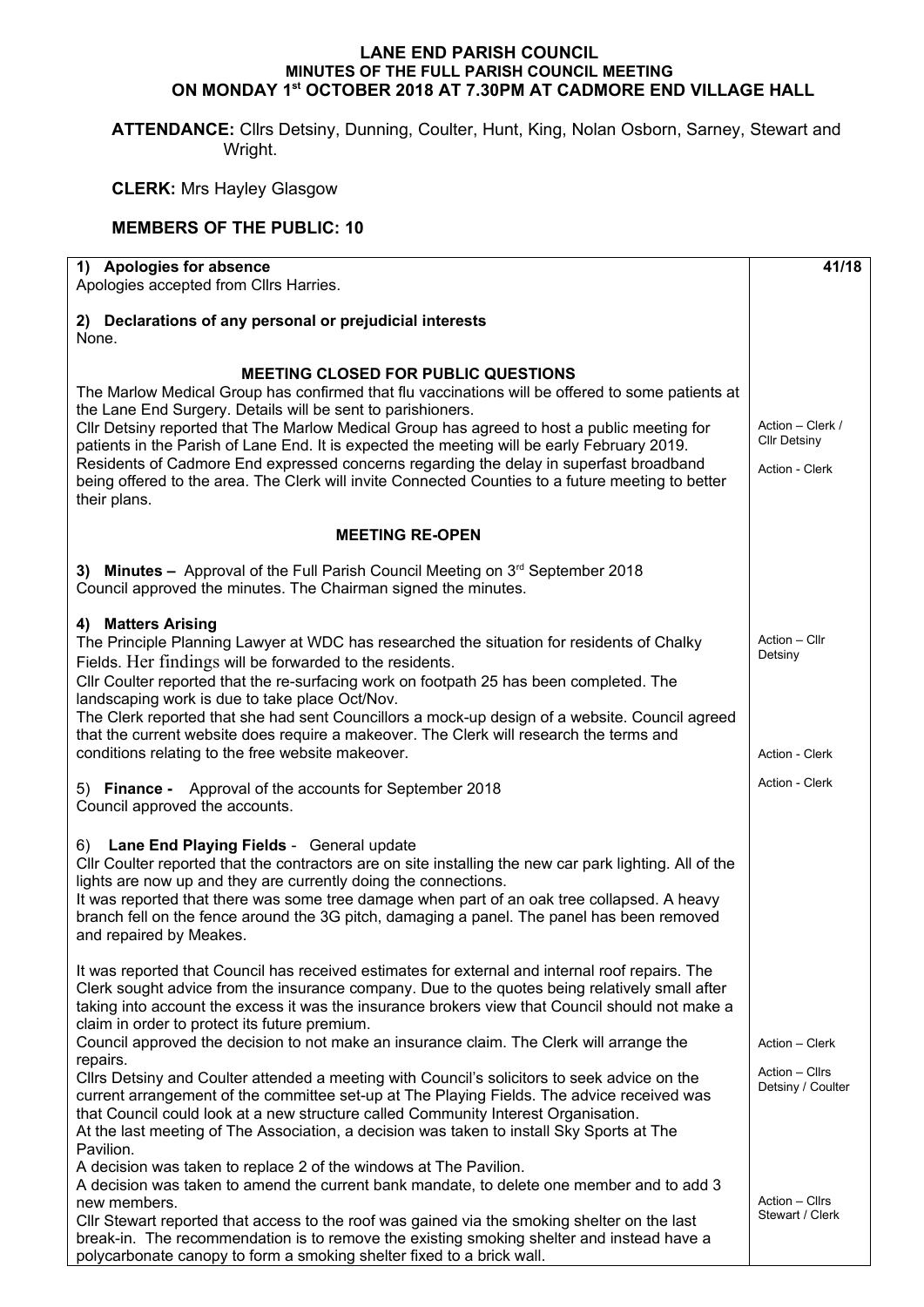# LANE END PARISH COUNCIL
## MINUTES OF THE FULL PARISH COUNCIL MEETING
## ON MONDAY 1st OCTOBER 2018 AT 7.30PM AT CADMORE END VILLAGE HALL

**ATTENDANCE:** Cllrs Detsiny, Dunning, Coulter, Hunt, King, Nolan Osborn, Sarney, Stewart and Wright.

**CLERK:** Mrs Hayley Glasgow

**MEMBERS OF THE PUBLIC: 10**

| | **41/18** |
|---|---|
| **1) Apologies for absence**<br>Apologies accepted from Cllrs Harries. | |
| **2) Declarations of any personal or prejudicial interests**<br>None. | |
| **MEETING CLOSED FOR PUBLIC QUESTIONS**<br>The Marlow Medical Group has confirmed that flu vaccinations will be offered to some patients at the Lane End Surgery. Details will be sent to parishioners.<br>Cllr Detsiny reported that The Marlow Medical Group has agreed to host a public meeting for patients in the Parish of Lane End. It is expected the meeting will be early February 2019.<br>Residents of Cadmore End expressed concerns regarding the delay in superfast broadband being offered to the area. The Clerk will invite Connected Counties to a future meeting to better their plans. | Action – Clerk / Cllr Detsiny<br><br>Action - Clerk |
| **MEETING RE-OPEN** | |
| **3) Minutes –** Approval of the Full Parish Council Meeting on 3rd September 2018<br>Council approved the minutes. The Chairman signed the minutes. | |
| **4) Matters Arising**<br>The Principle Planning Lawyer at WDC has researched the situation for residents of Chalky Fields. Her findings will be forwarded to the residents.<br>Cllr Coulter reported that the re-surfacing work on footpath 25 has been completed. The landscaping work is due to take place Oct/Nov.<br>The Clerk reported that she had sent Councillors a mock-up design of a website. Council agreed that the current website does require a makeover. The Clerk will research the terms and conditions relating to the free website makeover. | Action – Cllr Detsiny<br><br><br><br>Action - Clerk |
| **5) Finance -** Approval of the accounts for September 2018<br>Council approved the accounts. | Action - Clerk |
| **6) Lane End Playing Fields** - General update<br>Cllr Coulter reported that the contractors are on site installing the new car park lighting. All of the lights are now up and they are currently doing the connections.<br>It was reported that there was some tree damage when part of an oak tree collapsed. A heavy branch fell on the fence around the 3G pitch, damaging a panel. The panel has been removed and repaired by Meakes.<br><br>It was reported that Council has received estimates for external and internal roof repairs. The Clerk sought advice from the insurance company. Due to the quotes being relatively small after taking into account the excess it was the insurance brokers view that Council should not make a claim in order to protect its future premium.<br>Council approved the decision to not make an insurance claim. The Clerk will arrange the repairs.<br>Cllrs Detsiny and Coulter attended a meeting with Council's solicitors to seek advice on the current arrangement of the committee set-up at The Playing Fields. The advice received was that Council could look at a new structure called Community Interest Organisation.<br>At the last meeting of The Association, a decision was taken to install Sky Sports at The Pavilion.<br>A decision was taken to replace 2 of the windows at The Pavilion.<br>A decision was taken to amend the current bank mandate, to delete one member and to add 3 new members.<br>Cllr Stewart reported that access to the roof was gained via the smoking shelter on the last break-in. The recommendation is to remove the existing smoking shelter and instead have a polycarbonate canopy to form a smoking shelter fixed to a brick wall. | <br><br><br><br><br><br><br>Action – Clerk<br><br>Action – Cllrs Detsiny / Coulter<br><br><br><br><br>Action – Cllrs Stewart / Clerk |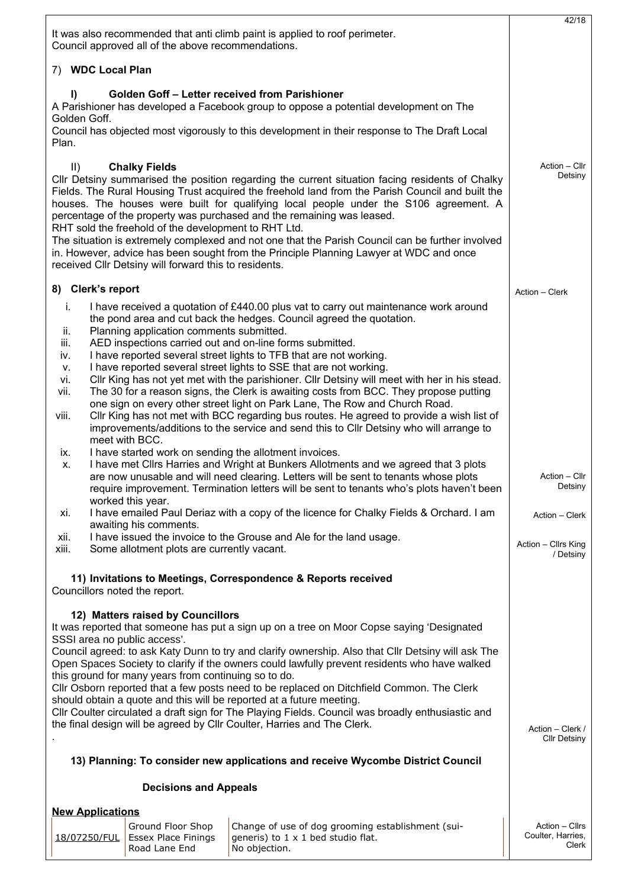It was also recommended that anti climb paint is applied to roof perimeter.
Council approved all of the above recommendations.

## 7) WDC Local Plan

### I) Golden Goff – Letter received from Parishioner

A Parishioner has developed a Facebook group to oppose a potential development on The Golden Goff.
Council has objected most vigorously to this development in their response to The Draft Local Plan.

### II) Chalky Fields

*Action – Cllr Detsiny*

Cllr Detsiny summarised the position regarding the current situation facing residents of Chalky Fields. The Rural Housing Trust acquired the freehold land from the Parish Council and built the houses. The houses were built for qualifying local people under the S106 agreement. A percentage of the property was purchased and the remaining was leased.
RHT sold the freehold of the development to RHT Ltd.
The situation is extremely complexed and not one that the Parish Council can be further involved in. However, advice has been sought from the Principle Planning Lawyer at WDC and once received Cllr Detsiny will forward this to residents.

## 8) Clerk's report

*Action – Clerk*

i. I have received a quotation of £440.00 plus vat to carry out maintenance work around the pond area and cut back the hedges. Council agreed the quotation.
ii. Planning application comments submitted.
iii. AED inspections carried out and on-line forms submitted.
iv. I have reported several street lights to TFB that are not working.
v. I have reported several street lights to SSE that are not working.
vi. Cllr King has not yet met with the parishioner. Cllr Detsiny will meet with her in his stead.
vii. The 30 for a reason signs, the Clerk is awaiting costs from BCC. They propose putting one sign on every other street light on Park Lane, The Row and Church Road.
viii. Cllr King has not met with BCC regarding bus routes. He agreed to provide a wish list of improvements/additions to the service and send this to Cllr Detsiny who will arrange to meet with BCC.
ix. I have started work on sending the allotment invoices.
x. I have met Cllrs Harries and Wright at Bunkers Allotments and we agreed that 3 plots are now unusable and will need clearing. Letters will be sent to tenants whose plots require improvement. Termination letters will be sent to tenants who's plots haven't been worked this year. *(Action – Cllr Detsiny)*
xi. I have emailed Paul Deriaz with a copy of the licence for Chalky Fields & Orchard. I am awaiting his comments. *(Action – Clerk)*
xii. I have issued the invoice to the Grouse and Ale for the land usage.
xiii. Some allotment plots are currently vacant. *(Action – Cllrs King / Detsiny)*

## 11) Invitations to Meetings, Correspondence & Reports received

Councillors noted the report.

## 12) Matters raised by Councillors

It was reported that someone has put a sign up on a tree on Moor Copse saying 'Designated SSSI area no public access'.
Council agreed: to ask Katy Dunn to try and clarify ownership. Also that Cllr Detsiny will ask The Open Spaces Society to clarify if the owners could lawfully prevent residents who have walked this ground for many years from continuing so to do.
Cllr Osborn reported that a few posts need to be replaced on Ditchfield Common. The Clerk should obtain a quote and this will be reported at a future meeting.
Cllr Coulter circulated a draft sign for The Playing Fields. Council was broadly enthusiastic and the final design will be agreed by Cllr Coulter, Harries and The Clerk.

*Action – Clerk / Cllr Detsiny*

## 13) Planning: To consider new applications and receive Wycombe District Council Decisions and Appeals

**New Applications**

| Reference | Address | Proposal / Comment | Action |
|---|---|---|---|
| 18/07250/FUL | Ground Floor Shop Essex Place Finings Road Lane End | Change of use of dog grooming establishment (sui-generis) to 1 x 1 bed studio flat. No objection. | Action – Cllrs Coulter, Harries, Clerk |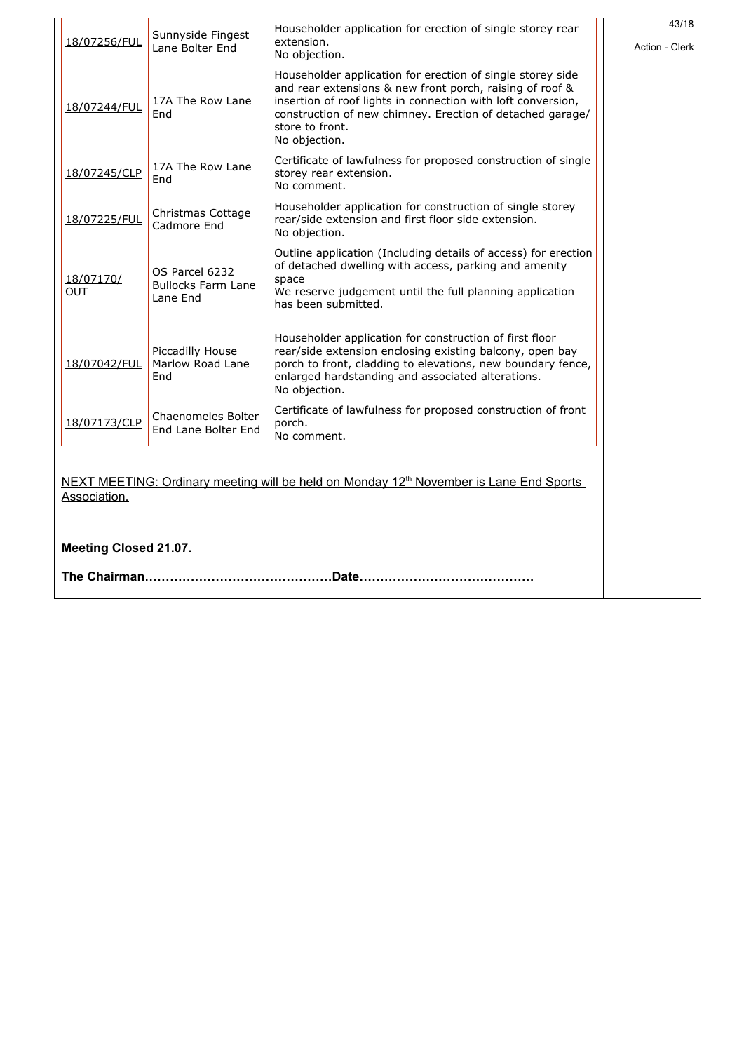| | | | |
|---|---|---|---|
| 18/07256/FUL | Sunnyside Fingest Lane Bolter End | Householder application for erection of single storey rear extension.<br>No objection. | 43/18<br>Action - Clerk |
| 18/07244/FUL | 17A The Row Lane End | Householder application for erection of single storey side and rear extensions & new front porch, raising of roof & insertion of roof lights in connection with loft conversion, construction of new chimney. Erection of detached garage/ store to front.<br>No objection. | |
| 18/07245/CLP | 17A The Row Lane End | Certificate of lawfulness for proposed construction of single storey rear extension.<br>No comment. | |
| 18/07225/FUL | Christmas Cottage Cadmore End | Householder application for construction of single storey rear/side extension and first floor side extension.<br>No objection. | |
| 18/07170/ OUT | OS Parcel 6232 Bullocks Farm Lane Lane End | Outline application (Including details of access) for erection of detached dwelling with access, parking and amenity space<br>We reserve judgement until the full planning application has been submitted. | |
| 18/07042/FUL | Piccadilly House Marlow Road Lane End | Householder application for construction of first floor rear/side extension enclosing existing balcony, open bay porch to front, cladding to elevations, new boundary fence, enlarged hardstanding and associated alterations.<br>No objection. | |
| 18/07173/CLP | Chaenomeles Bolter End Lane Bolter End | Certificate of lawfulness for proposed construction of front porch.<br>No comment. | |

NEXT MEETING: Ordinary meeting will be held on Monday 12th November is Lane End Sports Association.

**Meeting Closed 21.07.**

**The Chairman………………………………………Date……………………………………**